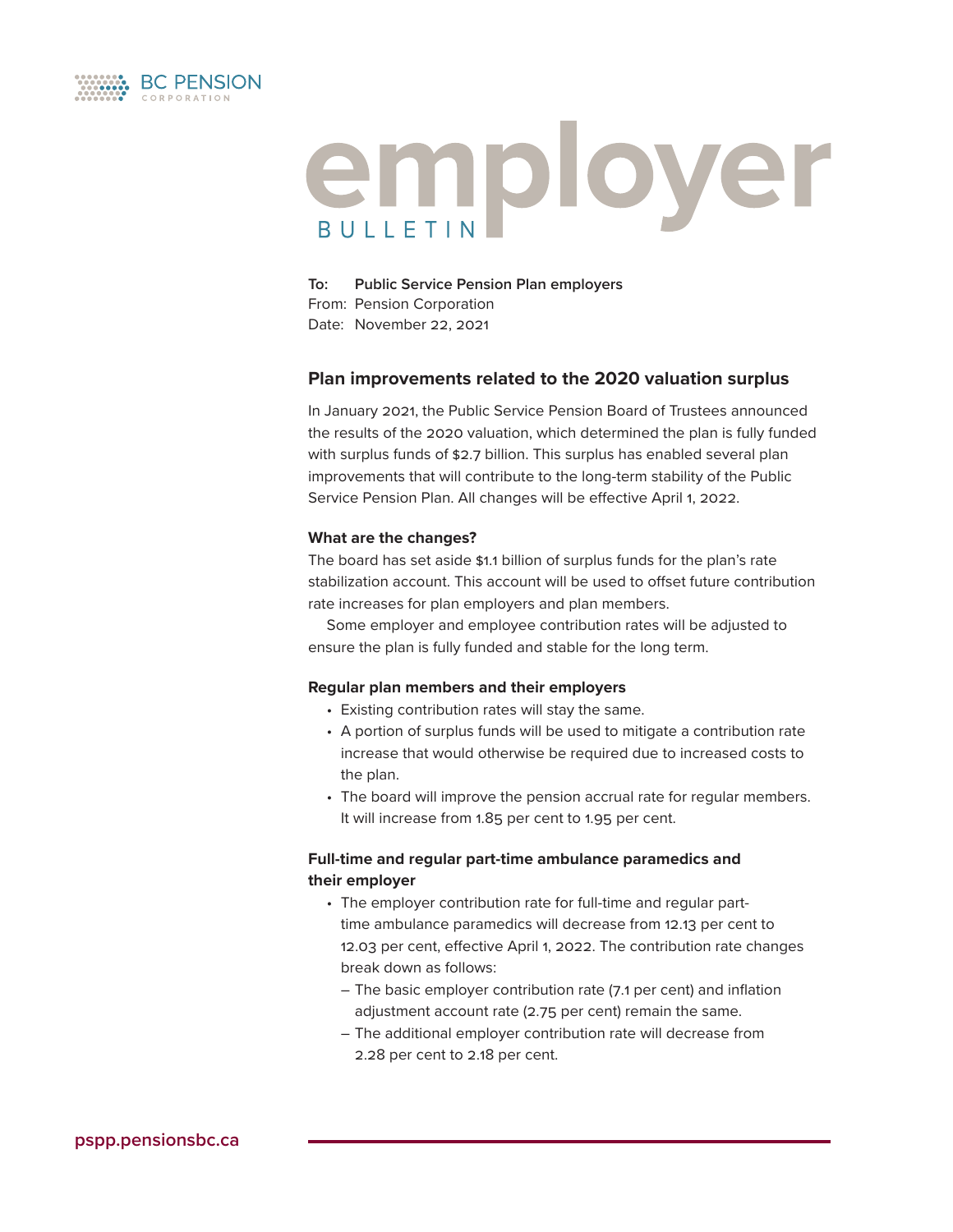BC PENSION CORPORATION

# employer BULLETIN

**To:** **Public Service Pension Plan employers**
From: Pension Corporation
Date: November 22, 2021

## Plan improvements related to the 2020 valuation surplus

In January 2021, the Public Service Pension Board of Trustees announced the results of the 2020 valuation, which determined the plan is fully funded with surplus funds of $2.7 billion. This surplus has enabled several plan improvements that will contribute to the long-term stability of the Public Service Pension Plan. All changes will be effective April 1, 2022.

### What are the changes?

The board has set aside $1.1 billion of surplus funds for the plan's rate stabilization account. This account will be used to offset future contribution rate increases for plan employers and plan members.

Some employer and employee contribution rates will be adjusted to ensure the plan is fully funded and stable for the long term.

### Regular plan members and their employers

- Existing contribution rates will stay the same.
- A portion of surplus funds will be used to mitigate a contribution rate increase that would otherwise be required due to increased costs to the plan.
- The board will improve the pension accrual rate for regular members. It will increase from 1.85 per cent to 1.95 per cent.

### Full-time and regular part-time ambulance paramedics and their employer

- The employer contribution rate for full-time and regular part-time ambulance paramedics will decrease from 12.13 per cent to 12.03 per cent, effective April 1, 2022. The contribution rate changes break down as follows:
  - The basic employer contribution rate (7.1 per cent) and inflation adjustment account rate (2.75 per cent) remain the same.
  - The additional employer contribution rate will decrease from 2.28 per cent to 2.18 per cent.

pspp.pensionsbc.ca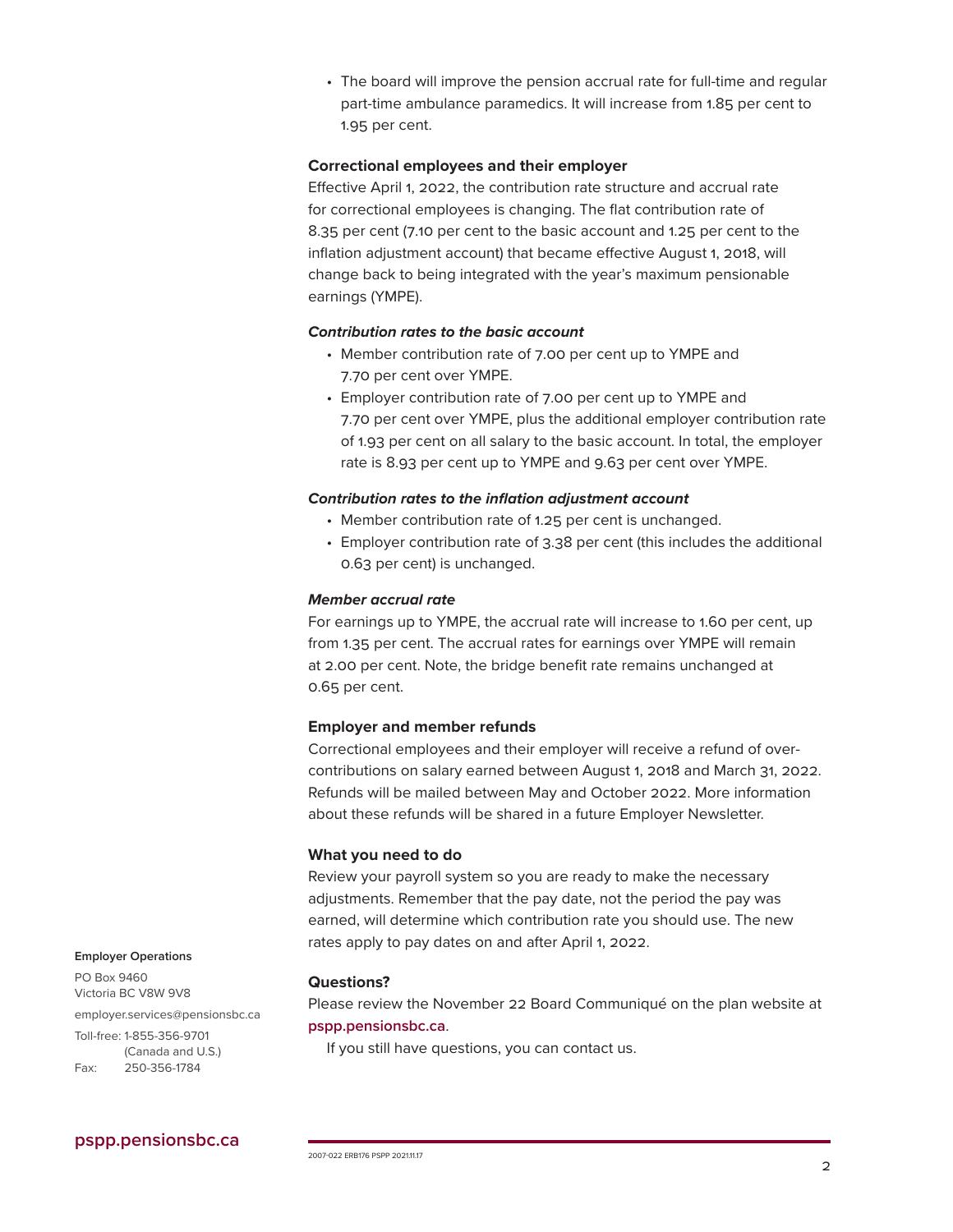- The board will improve the pension accrual rate for full-time and regular part-time ambulance paramedics. It will increase from 1.85 per cent to 1.95 per cent.

### Correctional employees and their employer

Effective April 1, 2022, the contribution rate structure and accrual rate for correctional employees is changing. The flat contribution rate of 8.35 per cent (7.10 per cent to the basic account and 1.25 per cent to the inflation adjustment account) that became effective August 1, 2018, will change back to being integrated with the year's maximum pensionable earnings (YMPE).

#### *Contribution rates to the basic account*

- Member contribution rate of 7.00 per cent up to YMPE and 7.70 per cent over YMPE.
- Employer contribution rate of 7.00 per cent up to YMPE and 7.70 per cent over YMPE, plus the additional employer contribution rate of 1.93 per cent on all salary to the basic account. In total, the employer rate is 8.93 per cent up to YMPE and 9.63 per cent over YMPE.

#### *Contribution rates to the inflation adjustment account*

- Member contribution rate of 1.25 per cent is unchanged.
- Employer contribution rate of 3.38 per cent (this includes the additional 0.63 per cent) is unchanged.

#### *Member accrual rate*

For earnings up to YMPE, the accrual rate will increase to 1.60 per cent, up from 1.35 per cent. The accrual rates for earnings over YMPE will remain at 2.00 per cent. Note, the bridge benefit rate remains unchanged at 0.65 per cent.

### Employer and member refunds

Correctional employees and their employer will receive a refund of over-contributions on salary earned between August 1, 2018 and March 31, 2022. Refunds will be mailed between May and October 2022. More information about these refunds will be shared in a future Employer Newsletter.

### What you need to do

Review your payroll system so you are ready to make the necessary adjustments. Remember that the pay date, not the period the pay was earned, will determine which contribution rate you should use. The new rates apply to pay dates on and after April 1, 2022.

### Questions?

Please review the November 22 Board Communiqué on the plan website at **pspp.pensionsbc.ca**.

If you still have questions, you can contact us.

**Employer Operations**

PO Box 9460
Victoria BC V8W 9V8

employer.services@pensionsbc.ca

Toll-free: 1-855-356-9701 (Canada and U.S.)
Fax: 250-356-1784

**pspp.pensionsbc.ca**

2007-022 ERB176 PSPP 2021.11.17